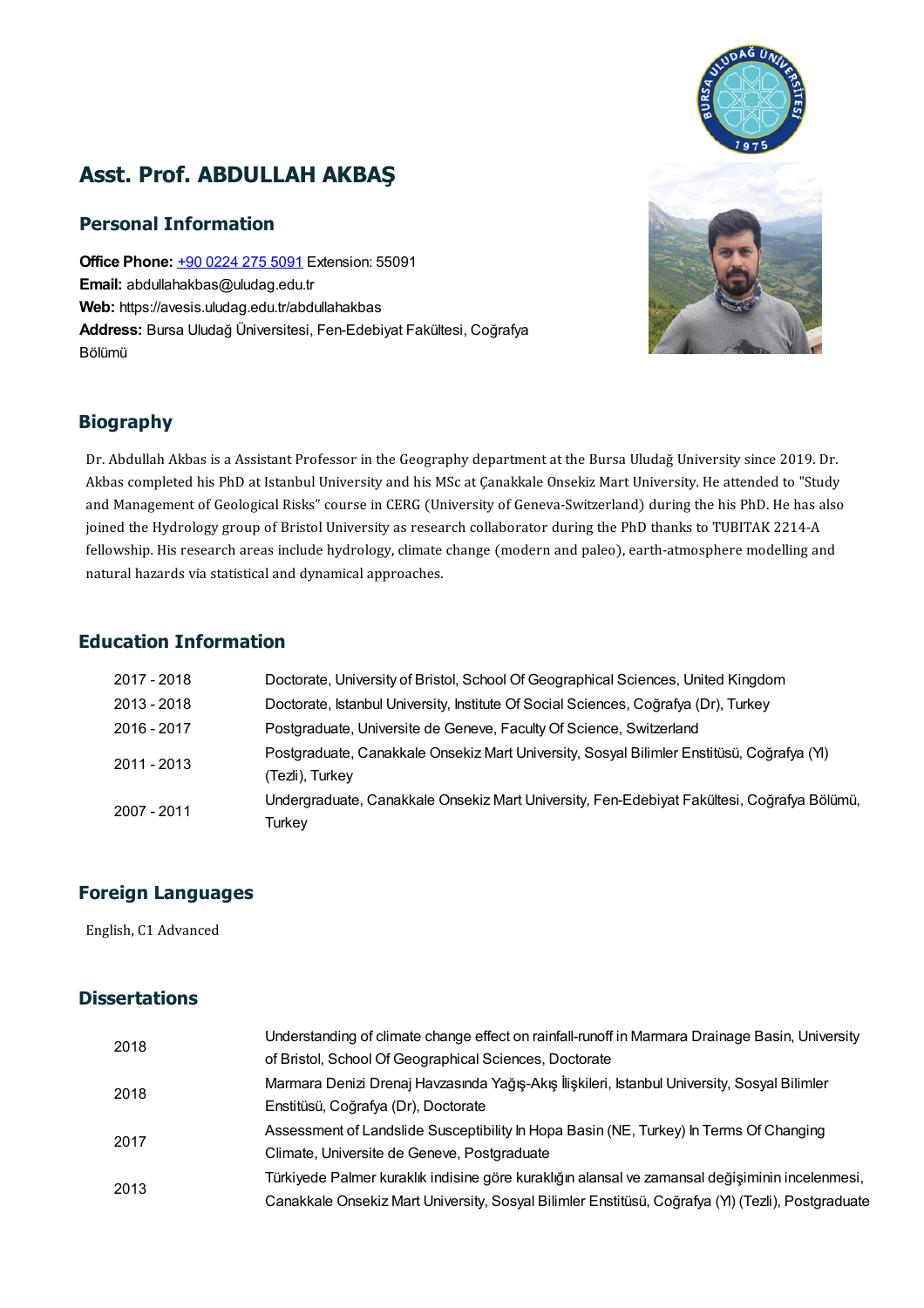# Asst. Prof. ABDULLAH AKBAŞ

## Personal Information

**Office Phone:** +90 0224 275 5091 Extension: 55091
**Email:** abdullahakbas@uludag.edu.tr
**Web:** https://avesis.uludag.edu.tr/abdullahakbas
**Address:** Bursa Uludağ Üniversitesi, Fen-Edebiyat Fakültesi, Coğrafya Bölümü

## Biography

Dr. Abdullah Akbas is a Assistant Professor in the Geography department at the Bursa Uludağ University since 2019. Dr. Akbas completed his PhD at Istanbul University and his MSc at Çanakkale Onsekiz Mart University. He attended to "Study and Management of Geological Risks" course in CERG (University of Geneva-Switzerland) during the his PhD. He has also joined the Hydrology group of Bristol University as research collaborator during the PhD thanks to TUBITAK 2214-A fellowship. His research areas include hydrology, climate change (modern and paleo), earth-atmosphere modelling and natural hazards via statistical and dynamical approaches.

## Education Information

| | |
|---|---|
| 2017 - 2018 | Doctorate, University of Bristol, School Of Geographical Sciences, United Kingdom |
| 2013 - 2018 | Doctorate, Istanbul University, Institute Of Social Sciences, Coğrafya (Dr), Turkey |
| 2016 - 2017 | Postgraduate, Universite de Geneve, Faculty Of Science, Switzerland |
| 2011 - 2013 | Postgraduate, Canakkale Onsekiz Mart University, Sosyal Bilimler Enstitüsü, Coğrafya (Yl) (Tezli), Turkey |
| 2007 - 2011 | Undergraduate, Canakkale Onsekiz Mart University, Fen-Edebiyat Fakültesi, Coğrafya Bölümü, Turkey |

## Foreign Languages

English, C1 Advanced

## Dissertations

| | |
|---|---|
| 2018 | Understanding of climate change effect on rainfall-runoff in Marmara Drainage Basin, University of Bristol, School Of Geographical Sciences, Doctorate |
| 2018 | Marmara Denizi Drenaj Havzasında Yağış-Akış İlişkileri, Istanbul University, Sosyal Bilimler Enstitüsü, Coğrafya (Dr), Doctorate |
| 2017 | Assessment of Landslide Susceptibility In Hopa Basin (NE, Turkey) In Terms Of Changing Climate, Universite de Geneve, Postgraduate |
| 2013 | Türkiyede Palmer kuraklık indisine göre kuraklığın alansal ve zamansal değişiminin incelenmesi, Canakkale Onsekiz Mart University, Sosyal Bilimler Enstitüsü, Coğrafya (Yl) (Tezli), Postgraduate |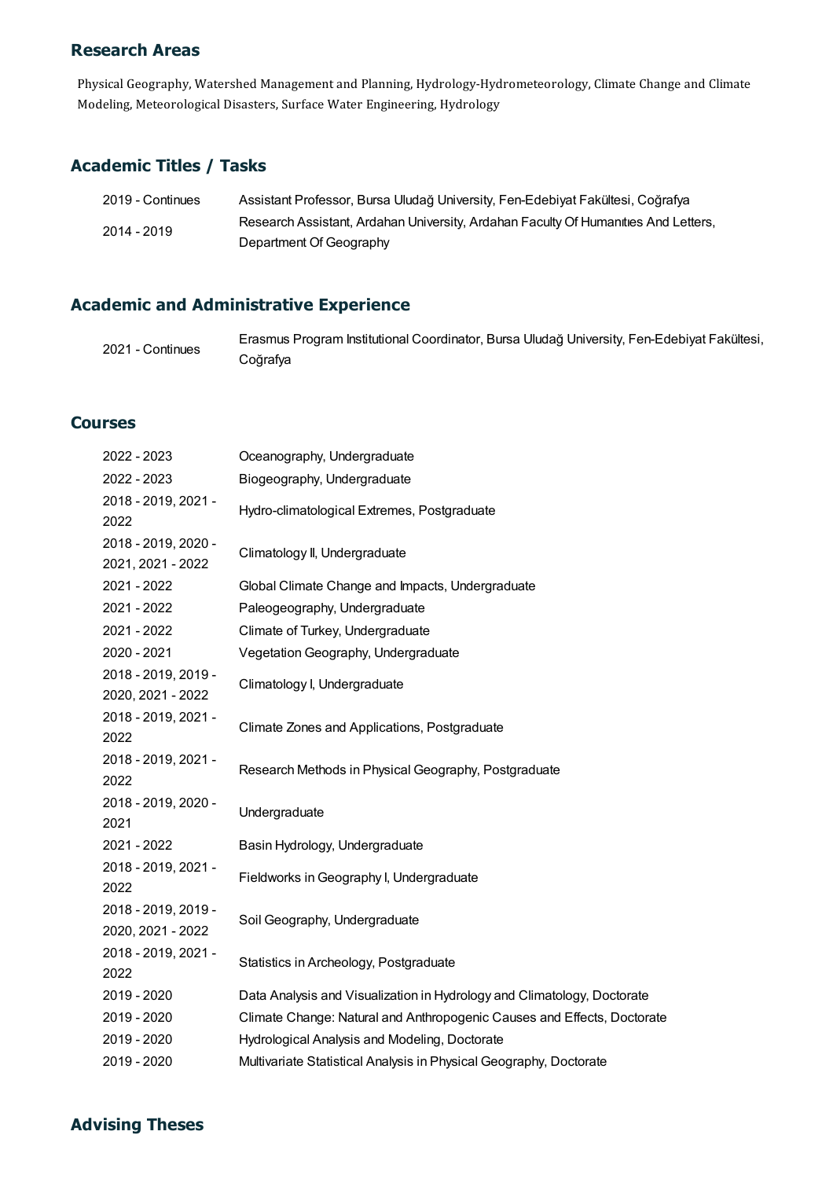## Research Areas

Physical Geography, Watershed Management and Planning, Hydrology-Hydrometeorology, Climate Change and Climate Modeling, Meteorological Disasters, Surface Water Engineering, Hydrology

## Academic Titles / Tasks

| | |
|---|---|
| 2019 - Continues | Assistant Professor, Bursa Uludağ University, Fen-Edebiyat Fakültesi, Coğrafya |
| 2014 - 2019 | Research Assistant, Ardahan University, Ardahan Faculty Of Humanıtıes And Letters, Department Of Geography |

## Academic and Administrative Experience

| | |
|---|---|
| 2021 - Continues | Erasmus Program Institutional Coordinator, Bursa Uludağ University, Fen-Edebiyat Fakültesi, Coğrafya |

## Courses

| | |
|---|---|
| 2022 - 2023 | Oceanography, Undergraduate |
| 2022 - 2023 | Biogeography, Undergraduate |
| 2018 - 2019, 2021 - 2022 | Hydro-climatological Extremes, Postgraduate |
| 2018 - 2019, 2020 - 2021, 2021 - 2022 | Climatology II, Undergraduate |
| 2021 - 2022 | Global Climate Change and Impacts, Undergraduate |
| 2021 - 2022 | Paleogeography, Undergraduate |
| 2021 - 2022 | Climate of Turkey, Undergraduate |
| 2020 - 2021 | Vegetation Geography, Undergraduate |
| 2018 - 2019, 2019 - 2020, 2021 - 2022 | Climatology I, Undergraduate |
| 2018 - 2019, 2021 - 2022 | Climate Zones and Applications, Postgraduate |
| 2018 - 2019, 2021 - 2022 | Research Methods in Physical Geography, Postgraduate |
| 2018 - 2019, 2020 - 2021 | Undergraduate |
| 2021 - 2022 | Basin Hydrology, Undergraduate |
| 2018 - 2019, 2021 - 2022 | Fieldworks in Geography I, Undergraduate |
| 2018 - 2019, 2019 - 2020, 2021 - 2022 | Soil Geography, Undergraduate |
| 2018 - 2019, 2021 - 2022 | Statistics in Archeology, Postgraduate |
| 2019 - 2020 | Data Analysis and Visualization in Hydrology and Climatology, Doctorate |
| 2019 - 2020 | Climate Change: Natural and Anthropogenic Causes and Effects, Doctorate |
| 2019 - 2020 | Hydrological Analysis and Modeling, Doctorate |
| 2019 - 2020 | Multivariate Statistical Analysis in Physical Geography, Doctorate |

## Advising Theses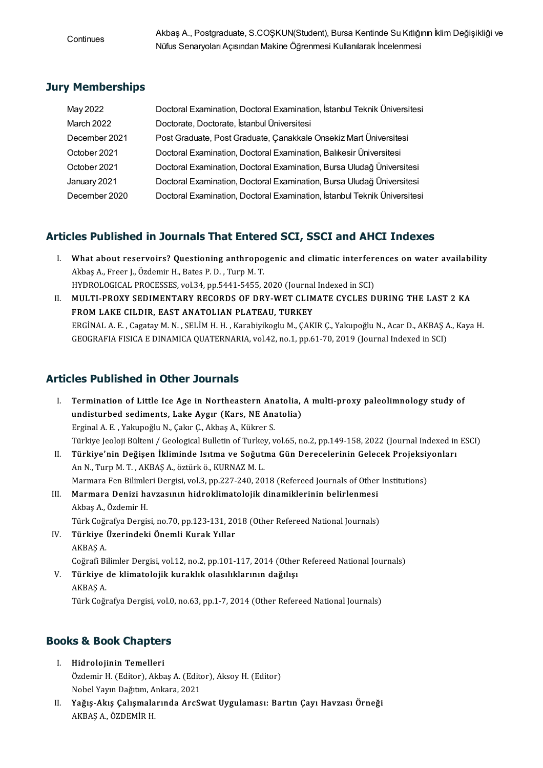| | |
|---|---|
| Continues | Akbaş A., Postgraduate, S.COŞKUN(Student), Bursa Kentinde Su Kıtlığının İklim Değişikliği ve Nüfus Senaryoları Açısından Makine Öğrenmesi Kullanılarak İncelenmesi |

## Jury Memberships

| | |
|---|---|
| May 2022 | Doctoral Examination, Doctoral Examination, İstanbul Teknik Üniversitesi |
| March 2022 | Doctorate, Doctorate, İstanbul Üniversitesi |
| December 2021 | Post Graduate, Post Graduate, Çanakkale Onsekiz Mart Üniversitesi |
| October 2021 | Doctoral Examination, Doctoral Examination, Balıkesir Üniversitesi |
| October 2021 | Doctoral Examination, Doctoral Examination, Bursa Uludağ Üniversitesi |
| January 2021 | Doctoral Examination, Doctoral Examination, Bursa Uludağ Üniversitesi |
| December 2020 | Doctoral Examination, Doctoral Examination, İstanbul Teknik Üniversitesi |

## Articles Published in Journals That Entered SCI, SSCI and AHCI Indexes

I. **What about reservoirs? Questioning anthropogenic and climatic interferences on water availability**
Akbaş A., Freer J., Özdemir H., Bates P. D. , Turp M. T.
HYDROLOGICAL PROCESSES, vol.34, pp.5441-5455, 2020 (Journal Indexed in SCI)

II. **MULTI-PROXY SEDIMENTARY RECORDS OF DRY-WET CLIMATE CYCLES DURING THE LAST 2 KA FROM LAKE CILDIR, EAST ANATOLIAN PLATEAU, TURKEY**
ERGİNAL A. E. , Cagatay M. N. , SELİM H. H. , Karabiyikoglu M., ÇAKIR Ç., Yakupoğlu N., Acar D., AKBAŞ A., Kaya H.
GEOGRAFIA FISICA E DINAMICA QUATERNARIA, vol.42, no.1, pp.61-70, 2019 (Journal Indexed in SCI)

## Articles Published in Other Journals

I. **Termination of Little Ice Age in Northeastern Anatolia, A multi-proxy paleolimnology study of undisturbed sediments, Lake Aygır (Kars, NE Anatolia)**
Erginal A. E. , Yakupoğlu N., Çakır Ç., Akbaş A., Kükrer S.
Türkiye Jeoloji Bülteni / Geological Bulletin of Turkey, vol.65, no.2, pp.149-158, 2022 (Journal Indexed in ESCI)

II. **Türkiye'nin Değişen İkliminde Isıtma ve Soğutma Gün Derecelerinin Gelecek Projeksiyonları**
An N., Turp M. T. , AKBAŞ A., öztürk ö., KURNAZ M. L.
Marmara Fen Bilimleri Dergisi, vol.3, pp.227-240, 2018 (Refereed Journals of Other Institutions)

III. **Marmara Denizi havzasının hidroklimatolojik dinamiklerinin belirlenmesi**
Akbaş A., Özdemir H.
Türk Coğrafya Dergisi, no.70, pp.123-131, 2018 (Other Refereed National Journals)

IV. **Türkiye Üzerindeki Önemli Kurak Yıllar**
AKBAŞ A.
Coğrafi Bilimler Dergisi, vol.12, no.2, pp.101-117, 2014 (Other Refereed National Journals)

V. **Türkiye de klimatolojik kuraklık olasılıklarının dağılışı**
AKBAŞ A.
Türk Coğrafya Dergisi, vol.0, no.63, pp.1-7, 2014 (Other Refereed National Journals)

## Books & Book Chapters

I. **Hidrolojinin Temelleri**
Özdemir H. (Editor), Akbaş A. (Editor), Aksoy H. (Editor)
Nobel Yayın Dağıtım, Ankara, 2021

II. **Yağış-Akış Çalışmalarında ArcSwat Uygulaması: Bartın Çayı Havzası Örneği**
AKBAŞ A., ÖZDEMİR H.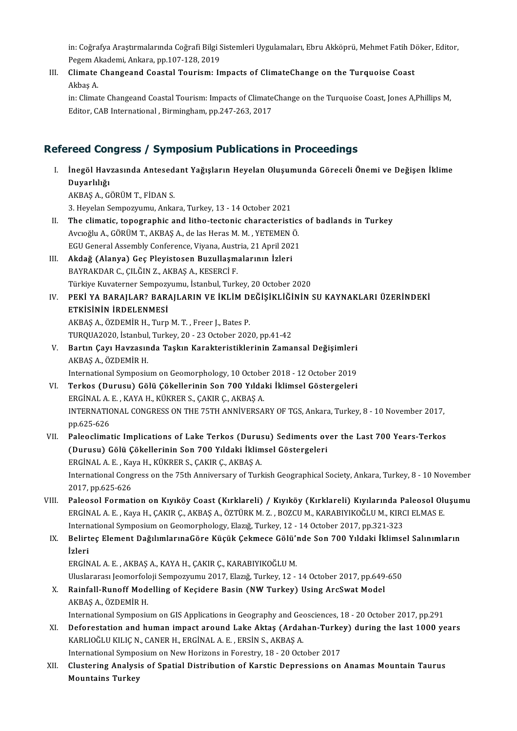in: Coğrafya Araştırmalarında Coğrafi Bilgi Sistemleri Uygulamaları, Ebru Akköprü, Mehmet Fatih Döker, Editor, Pegem Akademi, Ankara, pp.107-128, 2019

III. **Climate Changeand Coastal Tourism: Impacts of ClimateChange on the Turquoise Coast**
Akbaş A.
in: Climate Changeand Coastal Tourism: Impacts of ClimateChange on the Turquoise Coast, Jones A,Phillips M, Editor, CAB International , Birmingham, pp.247-263, 2017

## Refereed Congress / Symposium Publications in Proceedings

I. **İnegöl Havzasında Antesedant Yağışların Heyelan Oluşumunda Göreceli Önemi ve Değişen İklime Duyarlılığı**
AKBAŞ A., GÖRÜM T., FİDAN S.
3. Heyelan Sempozyumu, Ankara, Turkey, 13 - 14 October 2021

II. **The climatic, topographic and litho-tectonic characteristics of badlands in Turkey**
Avcıoğlu A., GÖRÜM T., AKBAŞ A., de las Heras M. M. , YETEMEN Ö.
EGU General Assembly Conference, Viyana, Austria, 21 April 2021

III. **Akdağ (Alanya) Geç Pleyistosen Buzullaşmalarının İzleri**
BAYRAKDAR C., ÇILĞIN Z., AKBAŞ A., KESERCİ F.
Türkiye Kuvaterner Sempozyumu, İstanbul, Turkey, 20 October 2020

IV. **PEKİ YA BARAJLAR? BARAJLARIN VE İKLİM DEĞİŞİKLİĞİNİN SU KAYNAKLARI ÜZERİNDEKİ ETKİSİNİN İRDELENMESİ**
AKBAŞ A., ÖZDEMİR H., Turp M. T. , Freer J., Bates P.
TURQUA2020, İstanbul, Turkey, 20 - 23 October 2020, pp.41-42

V. **Bartın Çayı Havzasında Taşkın Karakteristiklerinin Zamansal Değişimleri**
AKBAŞ A., ÖZDEMİR H.
International Symposium on Geomorphology, 10 October 2018 - 12 October 2019

VI. **Terkos (Durusu) Gölü Çökellerinin Son 700 Yıldaki İklimsel Göstergeleri**
ERGİNAL A. E. , KAYA H., KÜKRER S., ÇAKIR Ç., AKBAŞ A.
INTERNATIONAL CONGRESS ON THE 75TH ANNİVERSARY OF TGS, Ankara, Turkey, 8 - 10 November 2017, pp.625-626

VII. **Paleoclimatic Implications of Lake Terkos (Durusu) Sediments over the Last 700 Years-Terkos (Durusu) Gölü Çökellerinin Son 700 Yıldaki İklimsel Göstergeleri**
ERGİNAL A. E. , Kaya H., KÜKRER S., ÇAKIR Ç., AKBAŞ A.
International Congress on the 75th Anniversary of Turkish Geographical Society, Ankara, Turkey, 8 - 10 November 2017, pp.625-626

VIII. **Paleosol Formation on Kıyıköy Coast (Kırklareli) / Kıyıköy (Kırklareli) Kıyılarında Paleosol Oluşumu**
ERGİNAL A. E. , Kaya H., ÇAKIR Ç., AKBAŞ A., ÖZTÜRK M. Z. , BOZCU M., KARABIYIKOĞLU M., KIRCI ELMAS E.
International Symposium on Geomorphology, Elazığ, Turkey, 12 - 14 October 2017, pp.321-323

IX. **Belirteç Element DağılımlarınaGöre Küçük Çekmece Gölü'nde Son 700 Yıldaki İklimsel Salınımların İzleri**
ERGİNAL A. E. , AKBAŞ A., KAYA H., ÇAKIR Ç., KARABIYIKOĞLU M.
Uluslararası Jeomorfoloji Sempozyumu 2017, Elazığ, Turkey, 12 - 14 October 2017, pp.649-650

X. **Rainfall-Runoff Modelling of Keçidere Basin (NW Turkey) Using ArcSwat Model**
AKBAŞ A., ÖZDEMİR H.
International Symposium on GIS Applications in Geography and Geosciences, 18 - 20 October 2017, pp.291

XI. **Deforestation and human impact around Lake Aktaş (Ardahan-Turkey) during the last 1000 years**
KARLIOĞLU KILIÇ N., CANER H., ERGİNAL A. E. , ERSİN S., AKBAŞ A.
International Symposium on New Horizons in Forestry, 18 - 20 October 2017

XII. **Clustering Analysis of Spatial Distribution of Karstic Depressions on Anamas Mountain Taurus Mountains Turkey**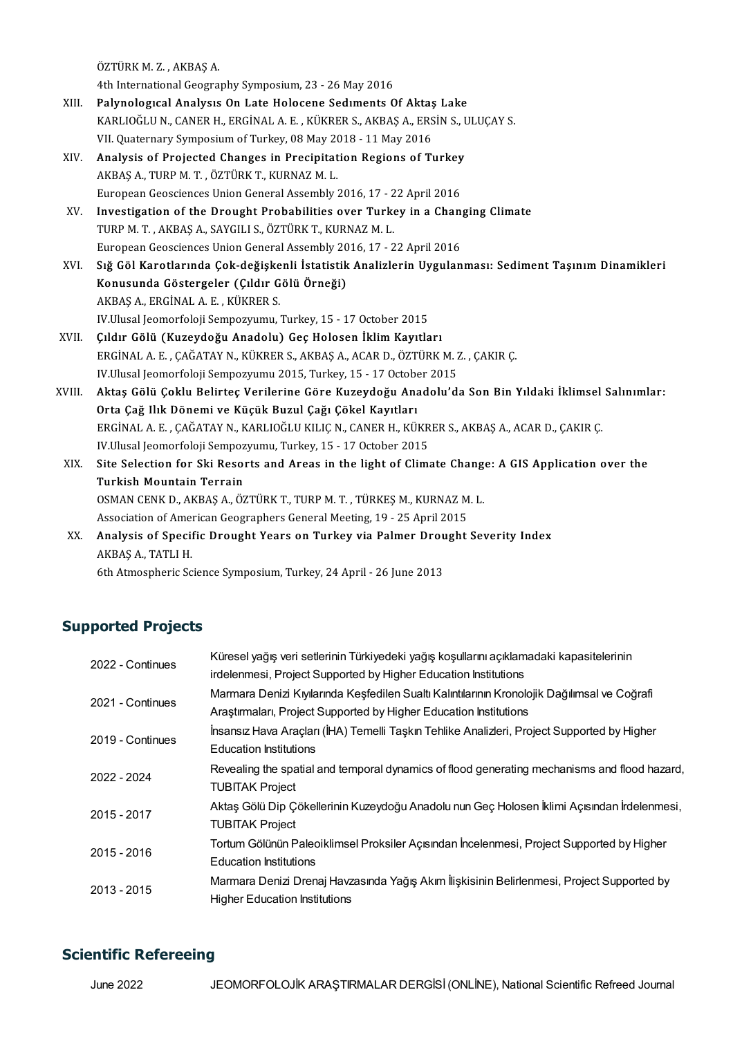ÖZTÜRK M. Z. , AKBAŞ A.
4th International Geography Symposium, 23 - 26 May 2016

XIII. **Palynologıcal Analysıs On Late Holocene Sedıments Of Aktaş Lake**
KARLIOĞLU N., CANER H., ERGİNAL A. E. , KÜKRER S., AKBAŞ A., ERSİN S., ULUÇAY S.
VII. Quaternary Symposium of Turkey, 08 May 2018 - 11 May 2016

XIV. **Analysis of Projected Changes in Precipitation Regions of Turkey**
AKBAŞ A., TURP M. T. , ÖZTÜRK T., KURNAZ M. L.
European Geosciences Union General Assembly 2016, 17 - 22 April 2016

XV. **Investigation of the Drought Probabilities over Turkey in a Changing Climate**
TURP M. T. , AKBAŞ A., SAYGILI S., ÖZTÜRK T., KURNAZ M. L.
European Geosciences Union General Assembly 2016, 17 - 22 April 2016

XVI. **Sığ Göl Karotlarında Çok-değişkenli İstatistik Analizlerin Uygulanması: Sediment Taşınım Dinamikleri Konusunda Göstergeler (Çıldır Gölü Örneği)**
AKBAŞ A., ERGİNAL A. E. , KÜKRER S.
IV.Ulusal Jeomorfoloji Sempozyumu, Turkey, 15 - 17 October 2015

XVII. **Çıldır Gölü (Kuzeydoğu Anadolu) Geç Holosen İklim Kayıtları**
ERGİNAL A. E. , ÇAĞATAY N., KÜKRER S., AKBAŞ A., ACAR D., ÖZTÜRK M. Z. , ÇAKIR Ç.
IV.Ulusal Jeomorfoloji Sempozyumu 2015, Turkey, 15 - 17 October 2015

XVIII. **Aktaş Gölü Çoklu Belirteç Verilerine Göre Kuzeydoğu Anadolu'da Son Bin Yıldaki İklimsel Salınımlar: Orta Çağ Ilık Dönemi ve Küçük Buzul Çağı Çökel Kayıtları**
ERGİNAL A. E. , ÇAĞATAY N., KARLIOĞLU KILIÇ N., CANER H., KÜKRER S., AKBAŞ A., ACAR D., ÇAKIR Ç.
IV.Ulusal Jeomorfoloji Sempozyumu, Turkey, 15 - 17 October 2015

XIX. **Site Selection for Ski Resorts and Areas in the light of Climate Change: A GIS Application over the Turkish Mountain Terrain**
OSMAN CENK D., AKBAŞ A., ÖZTÜRK T., TURP M. T. , TÜRKEŞ M., KURNAZ M. L.
Association of American Geographers General Meeting, 19 - 25 April 2015

XX. **Analysis of Specific Drought Years on Turkey via Palmer Drought Severity Index**
AKBAŞ A., TATLI H.
6th Atmospheric Science Symposium, Turkey, 24 April - 26 June 2013

## Supported Projects

| | |
|---|---|
| 2022 - Continues | Küresel yağış veri setlerinin Türkiyedeki yağış koşullarını açıklamadaki kapasitelerinin irdelenmesi, Project Supported by Higher Education Institutions |
| 2021 - Continues | Marmara Denizi Kıyılarında Keşfedilen Sualtı Kalıntılarının Kronolojik Dağılımsal ve Coğrafi Araştırmaları, Project Supported by Higher Education Institutions |
| 2019 - Continues | İnsansız Hava Araçları (İHA) Temelli Taşkın Tehlike Analizleri, Project Supported by Higher Education Institutions |
| 2022 - 2024 | Revealing the spatial and temporal dynamics of flood generating mechanisms and flood hazard, TUBITAK Project |
| 2015 - 2017 | Aktaş Gölü Dip Çökellerinin Kuzeydoğu Anadolu nun Geç Holosen İklimi Açısından İrdelenmesi, TUBITAK Project |
| 2015 - 2016 | Tortum Gölünün Paleoiklimsel Proksiler Açısından İncelenmesi, Project Supported by Higher Education Institutions |
| 2013 - 2015 | Marmara Denizi Drenaj Havzasında Yağış Akım İlişkisinin Belirlenmesi, Project Supported by Higher Education Institutions |

## Scientific Refereeing

| | |
|---|---|
| June 2022 | JEOMORFOLOJİK ARAŞTIRMALAR DERGİSİ (ONLİNE), National Scientific Refreed Journal |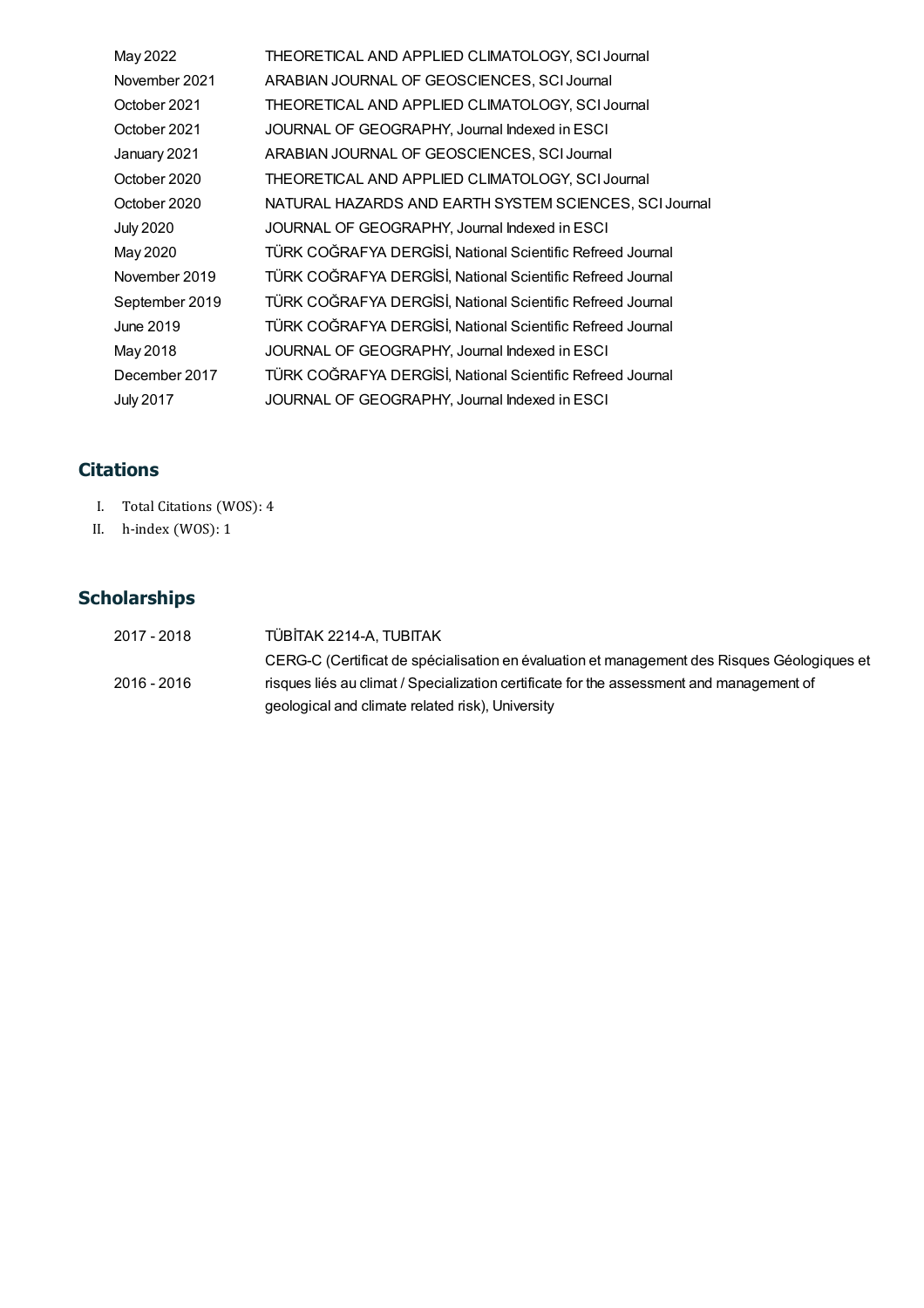| | |
|---|---|
| May 2022 | THEORETICAL AND APPLIED CLIMATOLOGY, SCI Journal |
| November 2021 | ARABIAN JOURNAL OF GEOSCIENCES, SCI Journal |
| October 2021 | THEORETICAL AND APPLIED CLIMATOLOGY, SCI Journal |
| October 2021 | JOURNAL OF GEOGRAPHY, Journal Indexed in ESCI |
| January 2021 | ARABIAN JOURNAL OF GEOSCIENCES, SCI Journal |
| October 2020 | THEORETICAL AND APPLIED CLIMATOLOGY, SCI Journal |
| October 2020 | NATURAL HAZARDS AND EARTH SYSTEM SCIENCES, SCI Journal |
| July 2020 | JOURNAL OF GEOGRAPHY, Journal Indexed in ESCI |
| May 2020 | TÜRK COĞRAFYA DERGİSİ, National Scientific Refreed Journal |
| November 2019 | TÜRK COĞRAFYA DERGİSİ, National Scientific Refreed Journal |
| September 2019 | TÜRK COĞRAFYA DERGİSİ, National Scientific Refreed Journal |
| June 2019 | TÜRK COĞRAFYA DERGİSİ, National Scientific Refreed Journal |
| May 2018 | JOURNAL OF GEOGRAPHY, Journal Indexed in ESCI |
| December 2017 | TÜRK COĞRAFYA DERGİSİ, National Scientific Refreed Journal |
| July 2017 | JOURNAL OF GEOGRAPHY, Journal Indexed in ESCI |

## Citations

I. Total Citations (WOS): 4
II. h-index (WOS): 1

## Scholarships

| | |
|---|---|
| 2017 - 2018 | TÜBİTAK 2214-A, TUBITAK |
| 2016 - 2016 | CERG-C (Certificat de spécialisation en évaluation et management des Risques Géologiques et risques liés au climat / Specialization certificate for the assessment and management of geological and climate related risk), University |